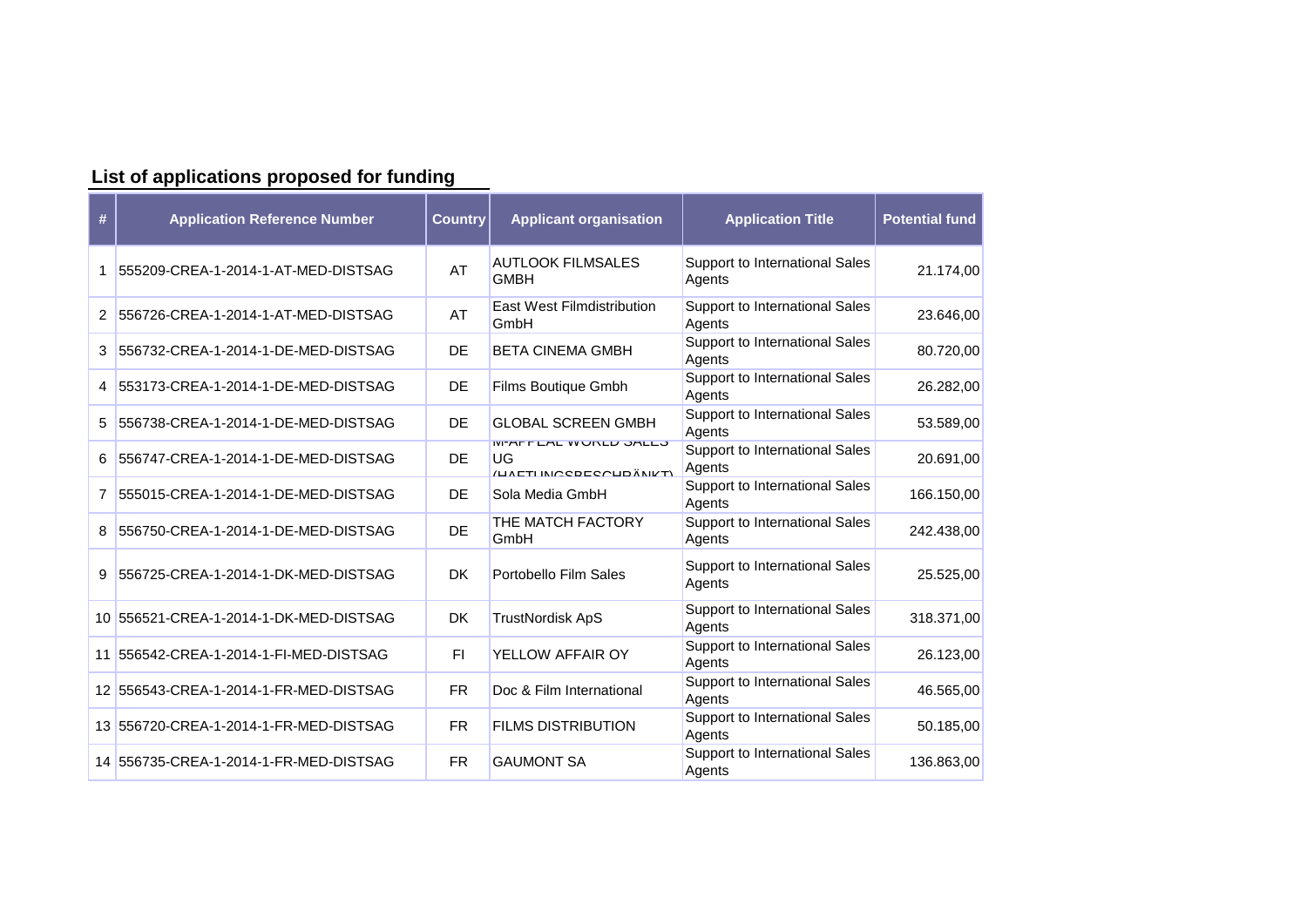## List of applications proposed for funding

| # | Application Reference Number | Country | Applicant organisation | Application Title | Potential fund |
|---|---|---|---|---|---|
| 1 | 555209-CREA-1-2014-1-AT-MED-DISTSAG | AT | AUTLOOK FILMSALES GMBH | Support to International Sales Agents | 21.174,00 |
| 2 | 556726-CREA-1-2014-1-AT-MED-DISTSAG | AT | East West Filmdistribution GmbH | Support to International Sales Agents | 23.646,00 |
| 3 | 556732-CREA-1-2014-1-DE-MED-DISTSAG | DE | BETA CINEMA GMBH | Support to International Sales Agents | 80.720,00 |
| 4 | 553173-CREA-1-2014-1-DE-MED-DISTSAG | DE | Films Boutique Gmbh | Support to International Sales Agents | 26.282,00 |
| 5 | 556738-CREA-1-2014-1-DE-MED-DISTSAG | DE | GLOBAL SCREEN GMBH | Support to International Sales Agents | 53.589,00 |
| 6 | 556747-CREA-1-2014-1-DE-MED-DISTSAG | DE | M-APPEAL WORLD SALES UG (HAFTUNGSBESCHRÄNKT) | Support to International Sales Agents | 20.691,00 |
| 7 | 555015-CREA-1-2014-1-DE-MED-DISTSAG | DE | Sola Media GmbH | Support to International Sales Agents | 166.150,00 |
| 8 | 556750-CREA-1-2014-1-DE-MED-DISTSAG | DE | THE MATCH FACTORY GmbH | Support to International Sales Agents | 242.438,00 |
| 9 | 556725-CREA-1-2014-1-DK-MED-DISTSAG | DK | Portobello Film Sales | Support to International Sales Agents | 25.525,00 |
| 10 | 556521-CREA-1-2014-1-DK-MED-DISTSAG | DK | TrustNordisk ApS | Support to International Sales Agents | 318.371,00 |
| 11 | 556542-CREA-1-2014-1-FI-MED-DISTSAG | FI | YELLOW AFFAIR OY | Support to International Sales Agents | 26.123,00 |
| 12 | 556543-CREA-1-2014-1-FR-MED-DISTSAG | FR | Doc & Film International | Support to International Sales Agents | 46.565,00 |
| 13 | 556720-CREA-1-2014-1-FR-MED-DISTSAG | FR | FILMS DISTRIBUTION | Support to International Sales Agents | 50.185,00 |
| 14 | 556735-CREA-1-2014-1-FR-MED-DISTSAG | FR | GAUMONT SA | Support to International Sales Agents | 136.863,00 |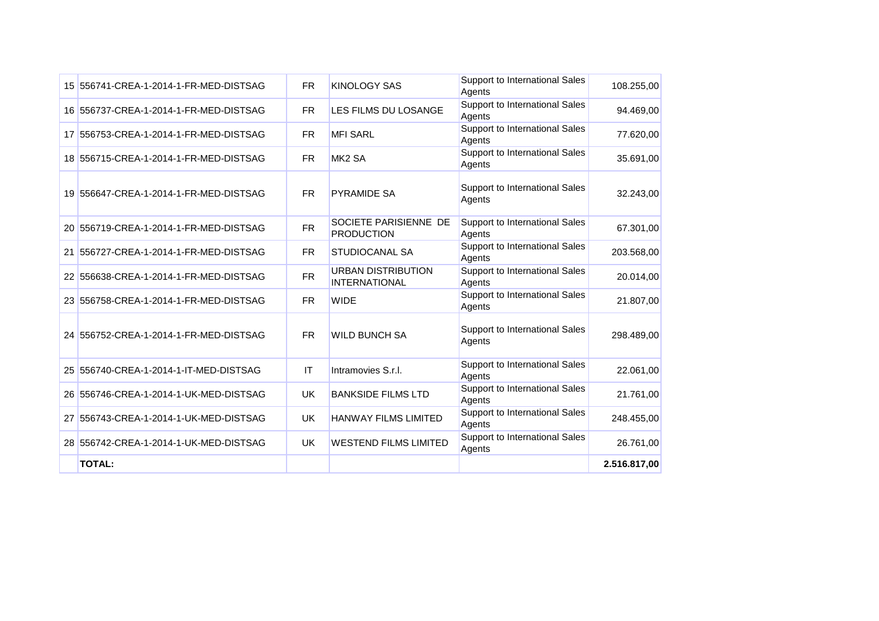| | | | | | |
|---|---|---|---|---|---|
| 15 | 556741-CREA-1-2014-1-FR-MED-DISTSAG | FR | KINOLOGY SAS | Support to International Sales Agents | 108.255,00 |
| 16 | 556737-CREA-1-2014-1-FR-MED-DISTSAG | FR | LES FILMS DU LOSANGE | Support to International Sales Agents | 94.469,00 |
| 17 | 556753-CREA-1-2014-1-FR-MED-DISTSAG | FR | MFI SARL | Support to International Sales Agents | 77.620,00 |
| 18 | 556715-CREA-1-2014-1-FR-MED-DISTSAG | FR | MK2 SA | Support to International Sales Agents | 35.691,00 |
| 19 | 556647-CREA-1-2014-1-FR-MED-DISTSAG | FR | PYRAMIDE SA | Support to International Sales Agents | 32.243,00 |
| 20 | 556719-CREA-1-2014-1-FR-MED-DISTSAG | FR | SOCIETE PARISIENNE DE PRODUCTION | Support to International Sales Agents | 67.301,00 |
| 21 | 556727-CREA-1-2014-1-FR-MED-DISTSAG | FR | STUDIOCANAL SA | Support to International Sales Agents | 203.568,00 |
| 22 | 556638-CREA-1-2014-1-FR-MED-DISTSAG | FR | URBAN DISTRIBUTION INTERNATIONAL | Support to International Sales Agents | 20.014,00 |
| 23 | 556758-CREA-1-2014-1-FR-MED-DISTSAG | FR | WIDE | Support to International Sales Agents | 21.807,00 |
| 24 | 556752-CREA-1-2014-1-FR-MED-DISTSAG | FR | WILD BUNCH SA | Support to International Sales Agents | 298.489,00 |
| 25 | 556740-CREA-1-2014-1-IT-MED-DISTSAG | IT | Intramovies S.r.l. | Support to International Sales Agents | 22.061,00 |
| 26 | 556746-CREA-1-2014-1-UK-MED-DISTSAG | UK | BANKSIDE FILMS LTD | Support to International Sales Agents | 21.761,00 |
| 27 | 556743-CREA-1-2014-1-UK-MED-DISTSAG | UK | HANWAY FILMS LIMITED | Support to International Sales Agents | 248.455,00 |
| 28 | 556742-CREA-1-2014-1-UK-MED-DISTSAG | UK | WESTEND FILMS LIMITED | Support to International Sales Agents | 26.761,00 |
| | **TOTAL:** | | | | **2.516.817,00** |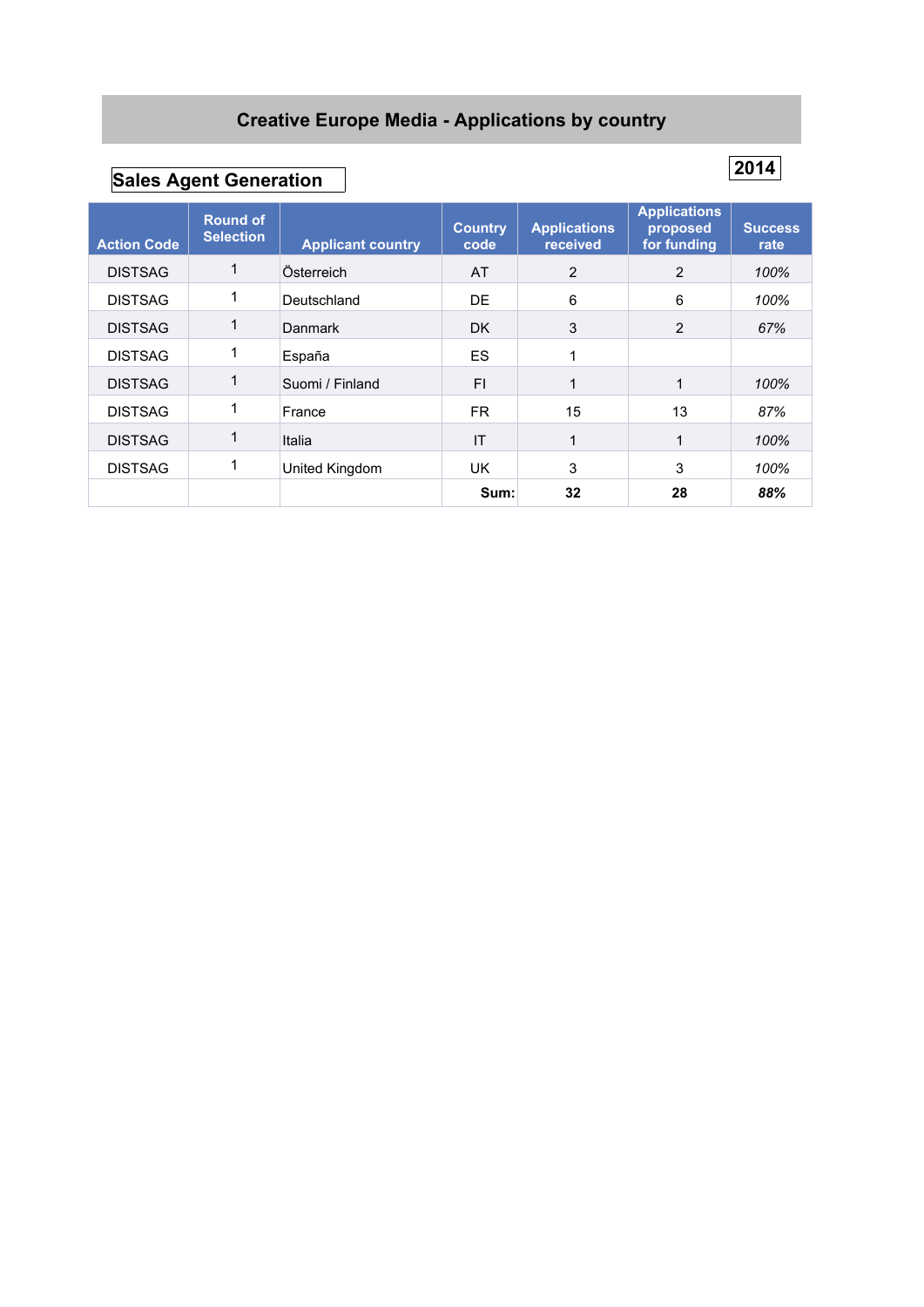# Creative Europe Media - Applications by country

## Sales Agent Generation

**2014**

| Action Code | Round of Selection | Applicant country | Country code | Applications received | Applications proposed for funding | Success rate |
|---|---|---|---|---|---|---|
| DISTSAG | 1 | Österreich | AT | 2 | 2 | *100%* |
| DISTSAG | 1 | Deutschland | DE | 6 | 6 | *100%* |
| DISTSAG | 1 | Danmark | DK | 3 | 2 | *67%* |
| DISTSAG | 1 | España | ES | 1 | | |
| DISTSAG | 1 | Suomi / Finland | FI | 1 | 1 | *100%* |
| DISTSAG | 1 | France | FR | 15 | 13 | *87%* |
| DISTSAG | 1 | Italia | IT | 1 | 1 | *100%* |
| DISTSAG | 1 | United Kingdom | UK | 3 | 3 | *100%* |
| | | | **Sum:** | **32** | **28** | ***88%*** |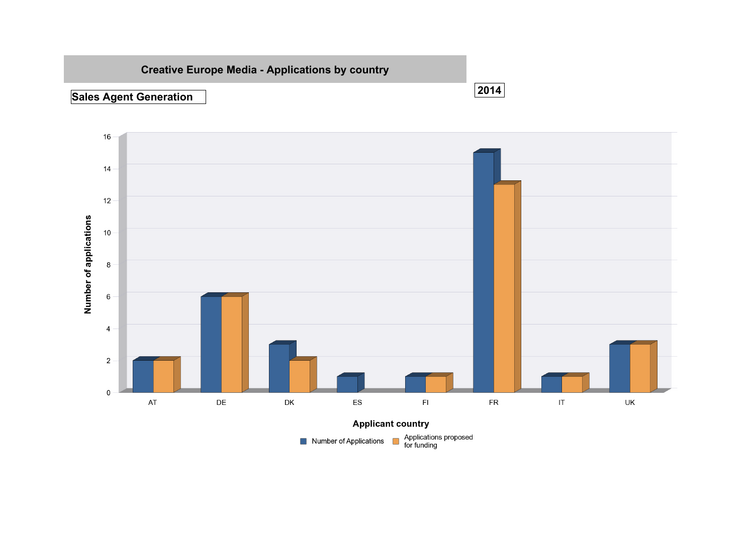# Creative Europe Media - Applications by country

**Sales Agent Generation**

**2014**

| Applicant country | Number of Applications | Applications proposed for funding |
|---|---|---|
| AT | 2 | 2 |
| DE | 6 | 6 |
| DK | 3 | 2 |
| ES | 1 | |
| FI | 1 | 1 |
| FR | 15 | 13 |
| IT | 1 | 1 |
| UK | 3 | 3 |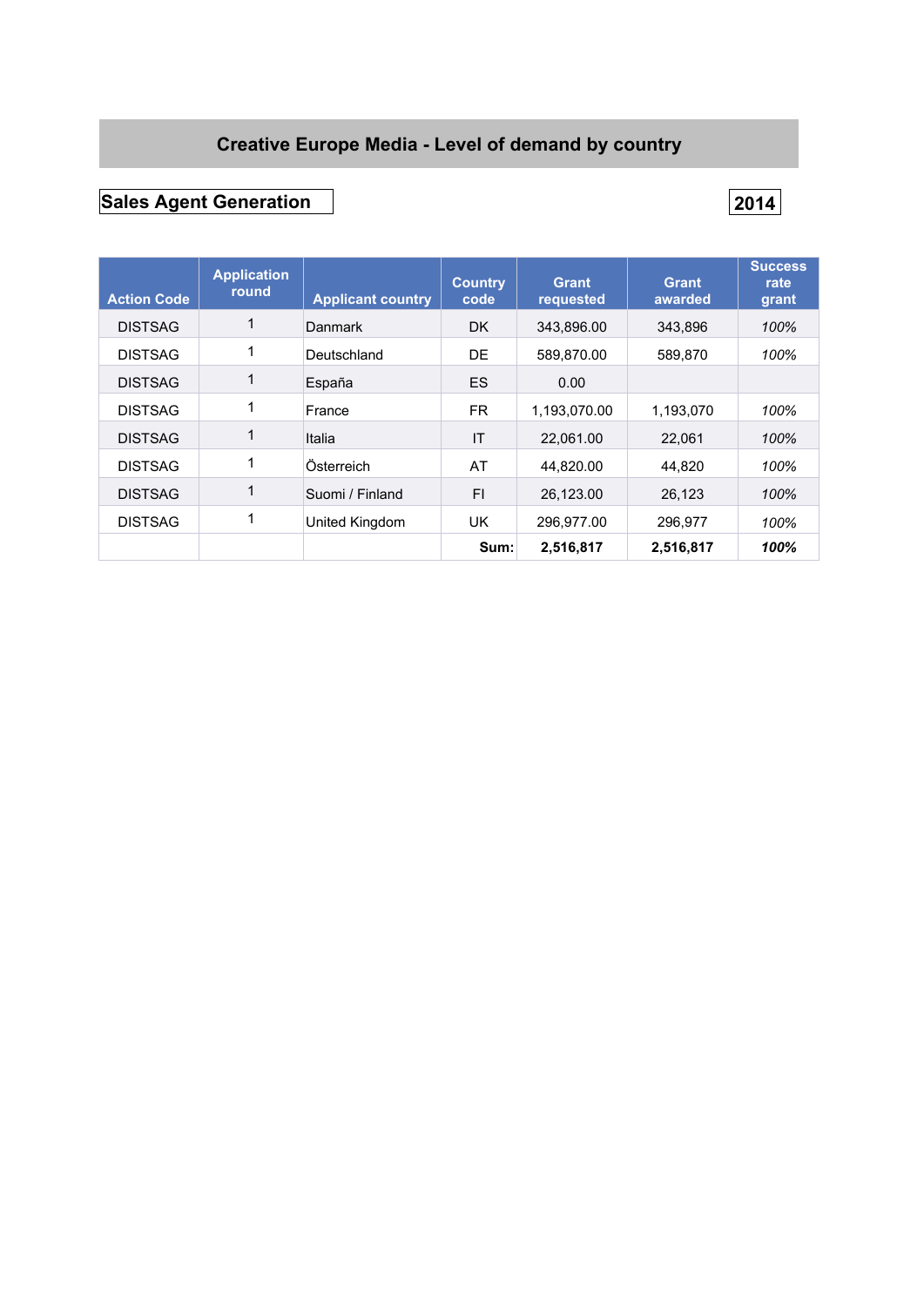# Creative Europe Media - Level of demand by country

**Sales Agent Generation** **2014**

| Action Code | Application round | Applicant country | Country code | Grant requested | Grant awarded | Success rate grant |
|---|---|---|---|---|---|---|
| DISTSAG | 1 | Danmark | DK | 343,896.00 | 343,896 | *100%* |
| DISTSAG | 1 | Deutschland | DE | 589,870.00 | 589,870 | *100%* |
| DISTSAG | 1 | España | ES | 0.00 | | |
| DISTSAG | 1 | France | FR | 1,193,070.00 | 1,193,070 | *100%* |
| DISTSAG | 1 | Italia | IT | 22,061.00 | 22,061 | *100%* |
| DISTSAG | 1 | Österreich | AT | 44,820.00 | 44,820 | *100%* |
| DISTSAG | 1 | Suomi / Finland | FI | 26,123.00 | 26,123 | *100%* |
| DISTSAG | 1 | United Kingdom | UK | 296,977.00 | 296,977 | *100%* |
| | | | **Sum:** | **2,516,817** | **2,516,817** | ***100%*** |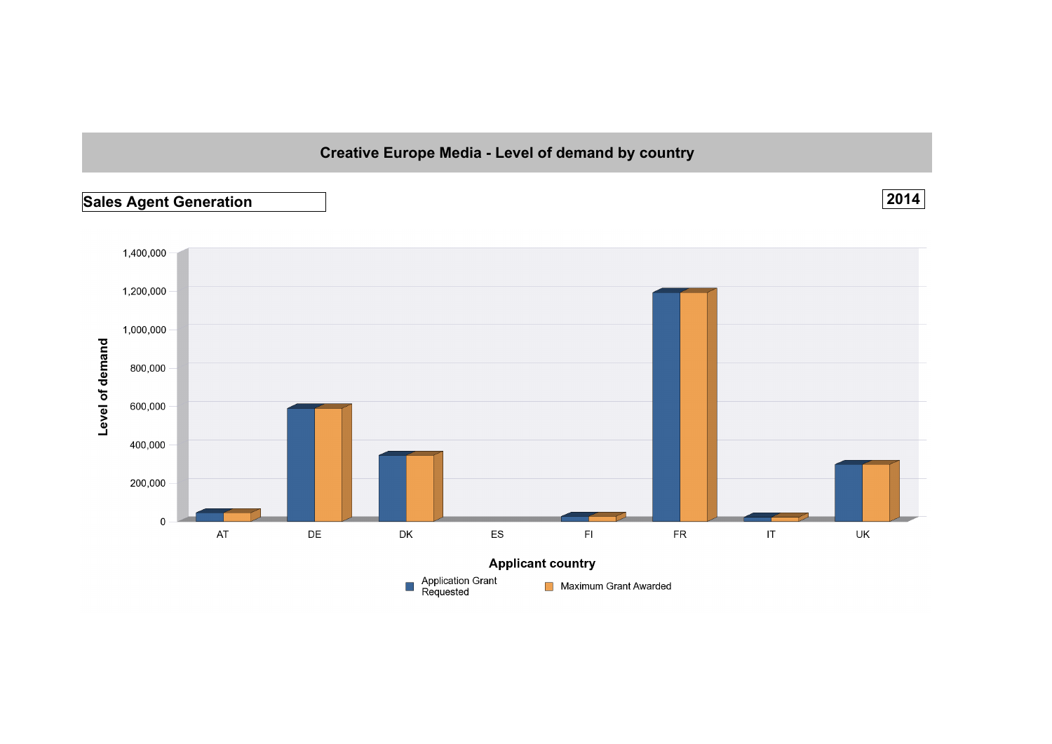# Creative Europe Media - Level of demand by country

**Sales Agent Generation**

**2014**

Level of demand

1,400,000
1,200,000
1,000,000
800,000
600,000
400,000
200,000
0

AT
DE
DK
ES
FI
FR
IT
UK

Applicant country

Application Grant Requested
Maximum Grant Awarded